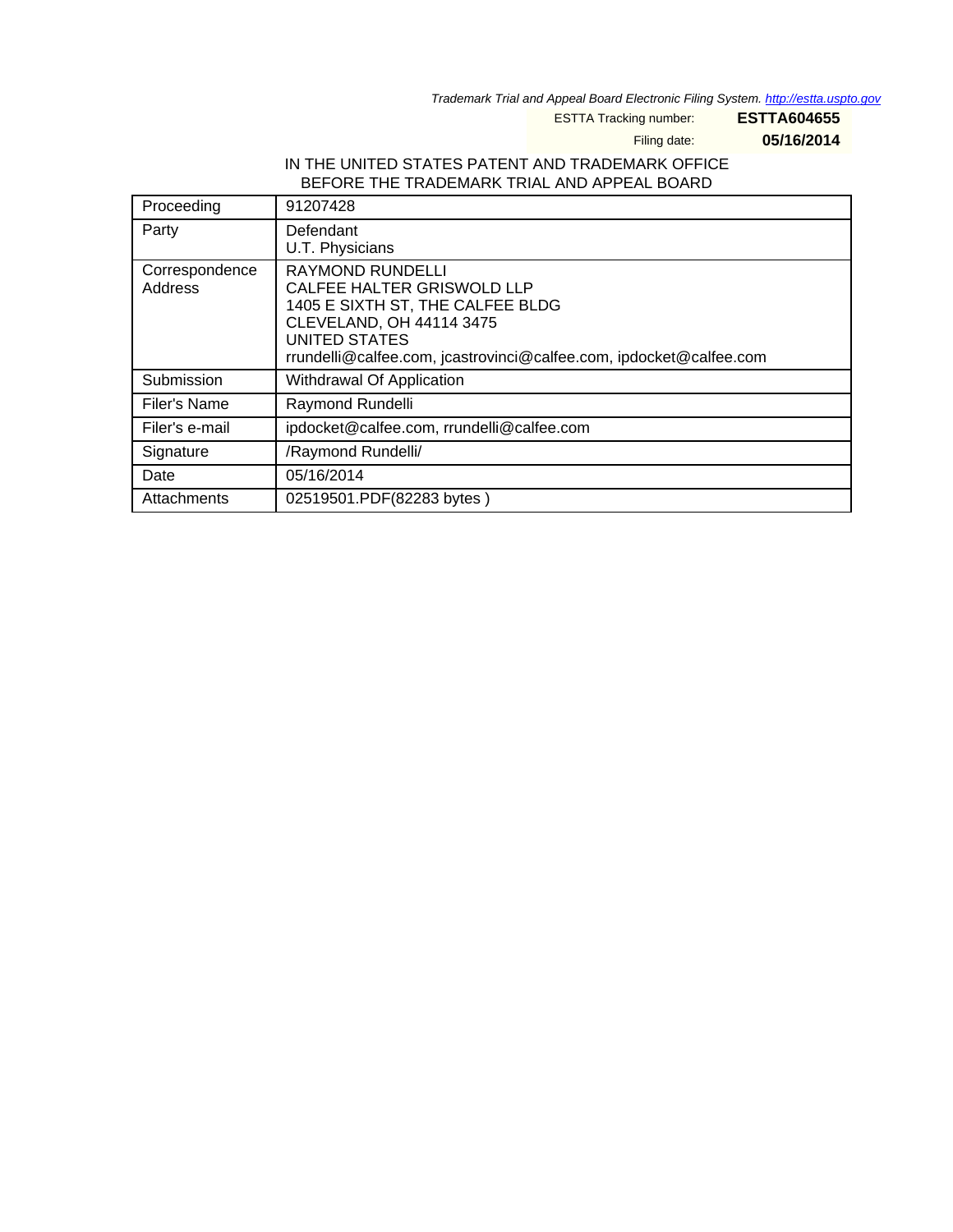*Trademark Trial and Appeal Board Electronic Filing System. http://estta.uspto.gov*

ESTTA Tracking number: **ESTTA604655**

Filing date: **05/16/2014**

IN THE UNITED STATES PATENT AND TRADEMARK OFFICE
BEFORE THE TRADEMARK TRIAL AND APPEAL BOARD

| | |
|---|---|
| Proceeding | 91207428 |
| Party | Defendant<br>U.T. Physicians |
| Correspondence Address | RAYMOND RUNDELLI<br>CALFEE HALTER GRISWOLD LLP<br>1405 E SIXTH ST, THE CALFEE BLDG<br>CLEVELAND, OH 44114 3475<br>UNITED STATES<br>rrundelli@calfee.com, jcastrovinci@calfee.com, ipdocket@calfee.com |
| Submission | Withdrawal Of Application |
| Filer's Name | Raymond Rundelli |
| Filer's e-mail | ipdocket@calfee.com, rrundelli@calfee.com |
| Signature | /Raymond Rundelli/ |
| Date | 05/16/2014 |
| Attachments | 02519501.PDF(82283 bytes ) |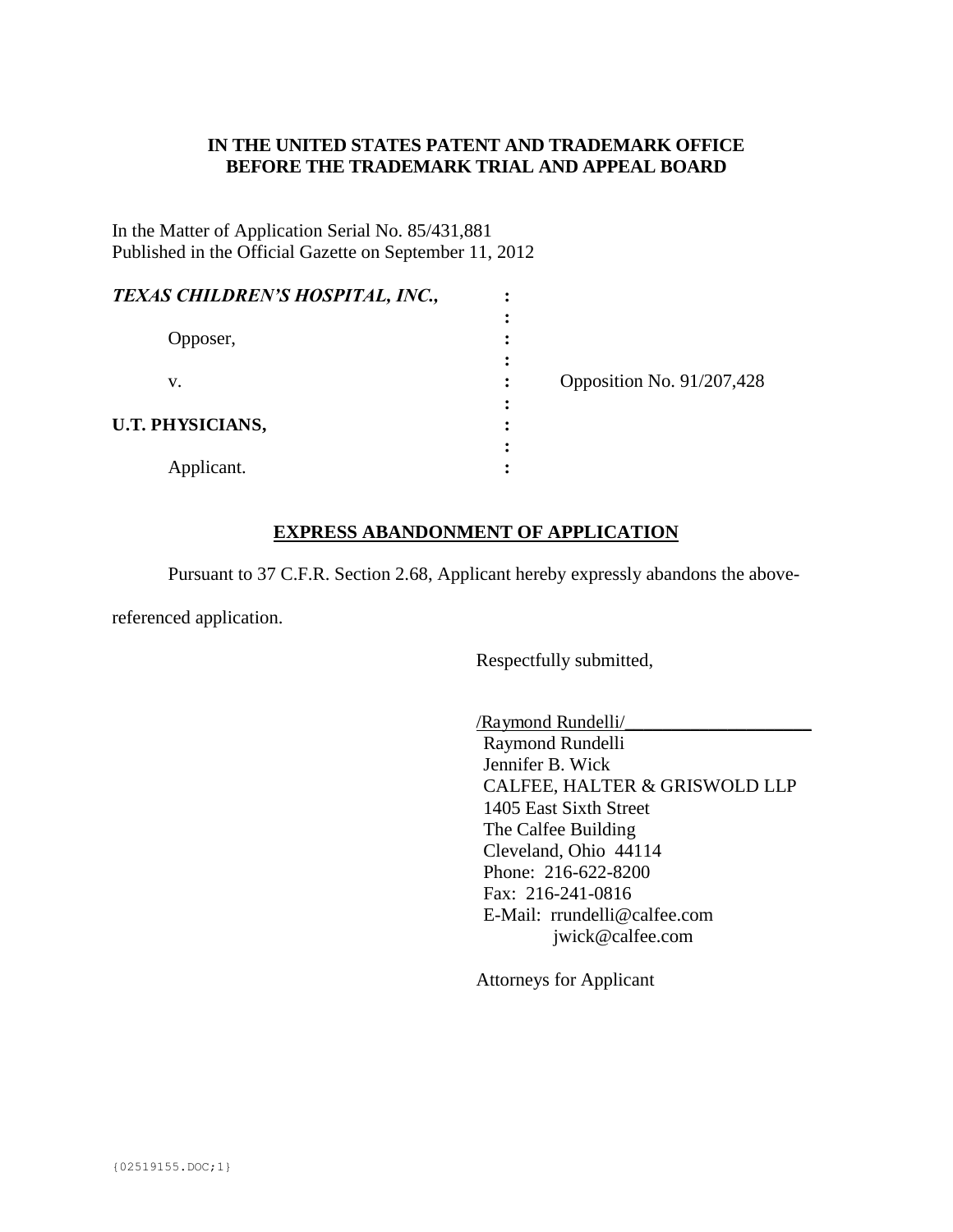**IN THE UNITED STATES PATENT AND TRADEMARK OFFICE**
**BEFORE THE TRADEMARK TRIAL AND APPEAL BOARD**

In the Matter of Application Serial No. 85/431,881
Published in the Official Gazette on September 11, 2012

| | | |
|---|---|---|
| ***TEXAS CHILDREN'S HOSPITAL, INC.,*** | : | |
| | : | |
| Opposer, | : | |
| | : | |
| v. | : | Opposition No. 91/207,428 |
| | : | |
| **U.T. PHYSICIANS,** | : | |
| | : | |
| Applicant. | : | |

**EXPRESS ABANDONMENT OF APPLICATION**

Pursuant to 37 C.F.R. Section 2.68, Applicant hereby expressly abandons the above-referenced application.

Respectfully submitted,

/Raymond Rundelli/____________________
Raymond Rundelli
Jennifer B. Wick
CALFEE, HALTER & GRISWOLD LLP
1405 East Sixth Street
The Calfee Building
Cleveland, Ohio 44114
Phone: 216-622-8200
Fax: 216-241-0816
E-Mail: rrundelli@calfee.com
jwick@calfee.com

Attorneys for Applicant

{02519155.DOC;1}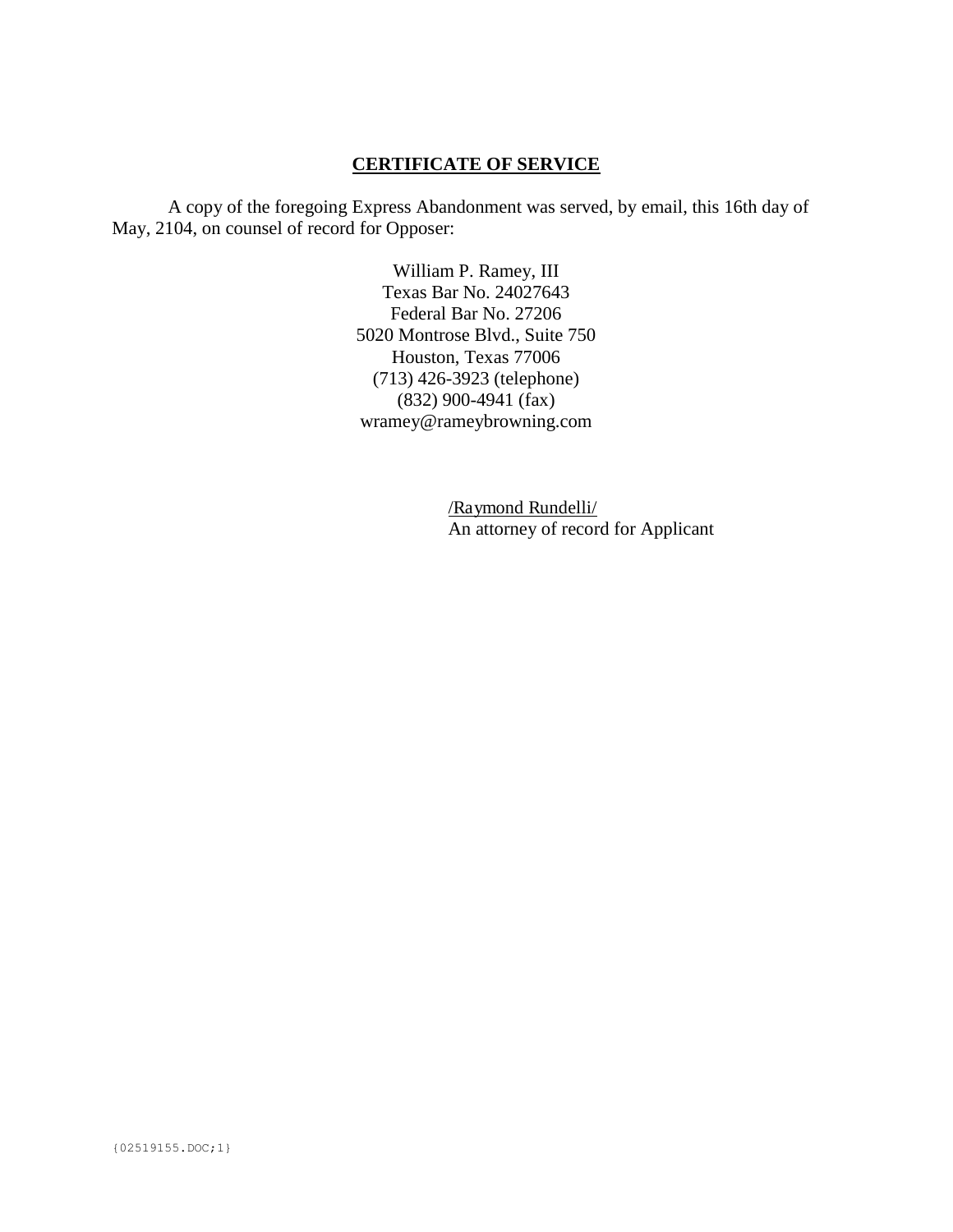## CERTIFICATE OF SERVICE

A copy of the foregoing Express Abandonment was served, by email, this 16th day of May, 2104, on counsel of record for Opposer:

William P. Ramey, III
Texas Bar No. 24027643
Federal Bar No. 27206
5020 Montrose Blvd., Suite 750
Houston, Texas 77006
(713) 426-3923 (telephone)
(832) 900-4941 (fax)
wramey@rameybrowning.com

/Raymond Rundelli/
An attorney of record for Applicant

{02519155.DOC;1}